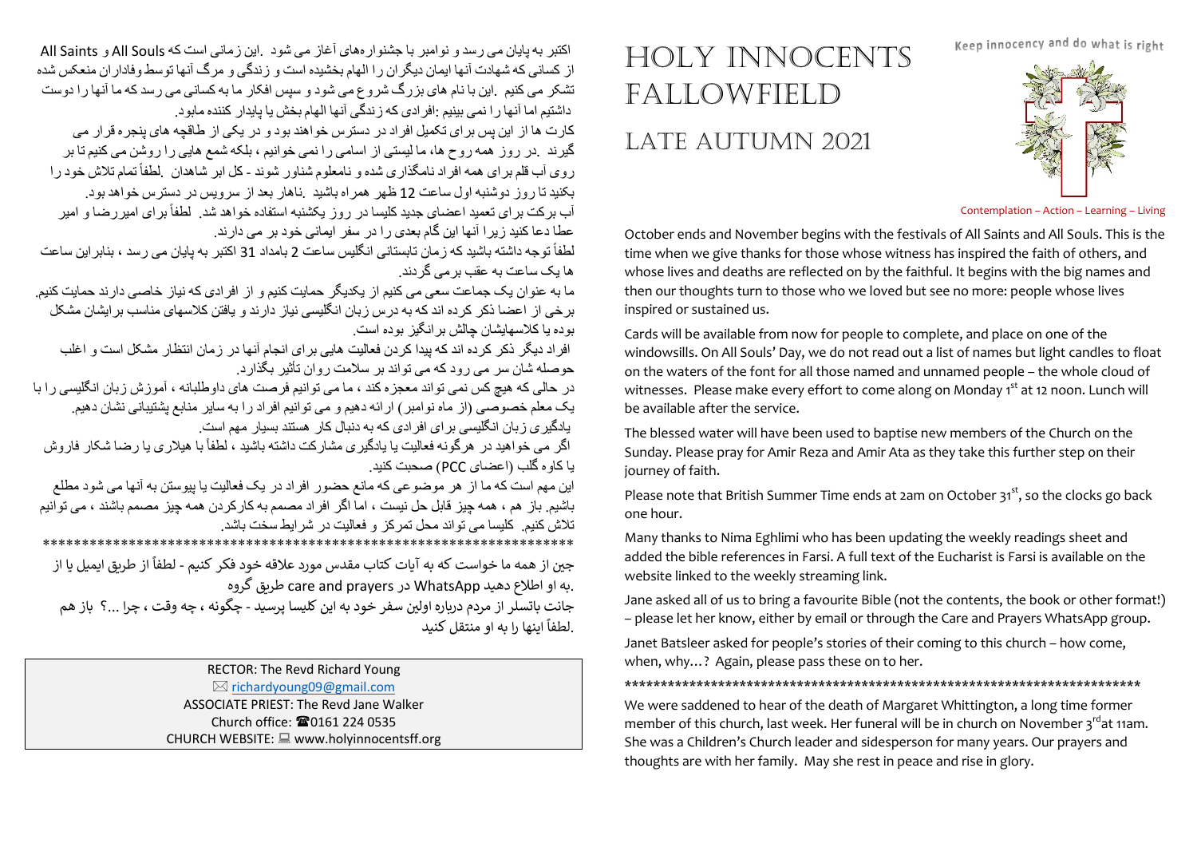# HOLY INNOCENTS FALLOWFIELD

## LATE AUTUMN 2021

Keep innocency and do what is right

Contemplation – Action – Learning – Living

October ends and November begins with the festivals of All Saints and All Souls. This is the time when we give thanks for those whose witness has inspired the faith of others, and whose lives and deaths are reflected on by the faithful. It begins with the big names and then our thoughts turn to those who we loved but see no more: people whose lives inspired or sustained us.

Cards will be available from now for people to complete, and place on one of the windowsills. On All Souls' Day, we do not read out a list of names but light candles to float on the waters of the font for all those named and unnamed people – the whole cloud of witnesses. Please make every effort to come along on Monday 1st at 12 noon. Lunch will be available after the service.

The blessed water will have been used to baptise new members of the Church on the Sunday. Please pray for Amir Reza and Amir Ata as they take this further step on their journey of faith.

Please note that British Summer Time ends at 2am on October 31st, so the clocks go back one hour.

Many thanks to Nima Eghlimi who has been updating the weekly readings sheet and added the bible references in Farsi. A full text of the Eucharist is Farsi is available on the website linked to the weekly streaming link.

Jane asked all of us to bring a favourite Bible (not the contents, the book or other format!) – please let her know, either by email or through the Care and Prayers WhatsApp group.

Janet Batsleer asked for people's stories of their coming to this church – how come, when, why…? Again, please pass these on to her.

***************************************************************************

We were saddened to hear of the death of Margaret Whittington, a long time former member of this church, last week. Her funeral will be in church on November 3rd at 11am. She was a Children's Church leader and sidesperson for many years. Our prayers and thoughts are with her family. May she rest in peace and rise in glory.

اکتبر به پایان می رسد و نوامبر با جشنوارههای آغاز می شود All Saints و All Souls. این زمانی است که ما از کسانی که شهادت آنها ایمان دیگران را الهام بخشیده است و زندگی و مرگ آنها توسط وفاداران منعکس شده تشکر می کنیم. این با نام های بزرگ شروع می شود و سپس افکار ما به کسانی می رسد که ما آنها را دوست داشتیم اما آنها را نمی بینیم: افرادی که زندگی آنها الهام بخش یا پایدار کننده مابود.

کارت ها از این پس برای تکمیل افراد در دسترس خواهند بود و در یکی از طاقچه های پنجره قرار می گیرند. در روز همه روح ها، ما لیستی از اسامی را نمی خوانیم ، بلکه شمع هایی را روشن می کنیم تا بر روی آب قلم برای همه افراد نامگذاری شده و نامعلوم شناور شوند - کل ابر شاهدان. لطفاً تمام تلاش خود را بکنید تا روز دوشنبه اول ساعت 12 ظهر همراه باشید. ناهار بعد از سرویس در دسترس خواهد بود.

آب برکت برای تعمید اعضای جدید کلیسا در روز یکشنبه استفاده خواهد شد. لطفاً برای امیررضا و امیر عطا دعا کنید زیرا آنها این گام بعدی را در سفر ایمانی خود بر می دارند.

لطفاً توجه داشته باشید که زمان تابستانی انگلیس ساعت 2 بامداد 31 اکتبر به پایان می رسد ، بنابراین ساعت ها یک ساعت به عقب برمی گردند.

ما به عنوان یک جماعت سعی می کنیم از یکدیگر حمایت کنیم و از افرادی که نیاز خاصی دارند حمایت کنیم. برخی از اعضا ذکر کرده اند که به درس زبان انگلیسی نیاز دارند و یافتن کلاسهای مناسب برایشان مشکل بوده یا کلاسهایشان چالش برانگیز بوده است.

افراد دیگر ذکر کرده اند که پیدا کردن فعالیت هایی برای انجام آنها در زمان انتظار مشکل است و اغلب حوصله شان سر می رود که می تواند بر سلامت روان تأثیر بگذارد.

در حالی که هیچ کس نمی تواند معجزه کند ، ما می توانیم فرصت های داوطلبانه ، آموزش زبان انگلیسی را با یک معلم خصوصی (از ماه نوامبر) ارائه دهیم و می توانیم افراد را به سایر منابع پشتیبانی نشان دهیم. یادگیری زبان انگلیسی برای افرادی که به دنبال کار هستند بسیار مهم است.

اگر می خواهید در هرگونه فعالیت یا یادگیری مشارکت داشته باشید ، لطفاً با هیلاری یا رضا شکار فاروش یا کاوه گلب (اعضای PCC) صحبت کنید.

این مهم است که ما از هر موضوعی که مانع حضور افراد در یک فعالیت یا پیوستن به آنها می شود مطلع باشیم. باز هم ، همه چیز قابل حل نیست ، اما اگر افراد مصمم به کارکردن همه چیز مصمم باشند ، می توانیم تلاش کنیم. کلیسا می تواند محل تمرکز و فعالیت در شرایط سخت باشد.

***************************************************************************

جین از همه ما خواست که به آیات کتاب مقدس مورد علاقه خود فکر کنیم - لطفاً از طریق ایمیل یا از طریق گروه care and prayers در WhatsApp به او اطلاع دهید.

جانت باتسلر از مردم درباره اولین سفر خود به این کلیسا پرسید - چگونه ، چه وقت ، چرا ...؟ باز هم لطفاً اینها را به او منتقل کنید.

RECTOR: The Revd Richard Young
✉ richardyoung09@gmail.com
ASSOCIATE PRIEST: The Revd Jane Walker
Church office: ☎0161 224 0535
CHURCH WEBSITE: 💻 www.holyinnocentsff.org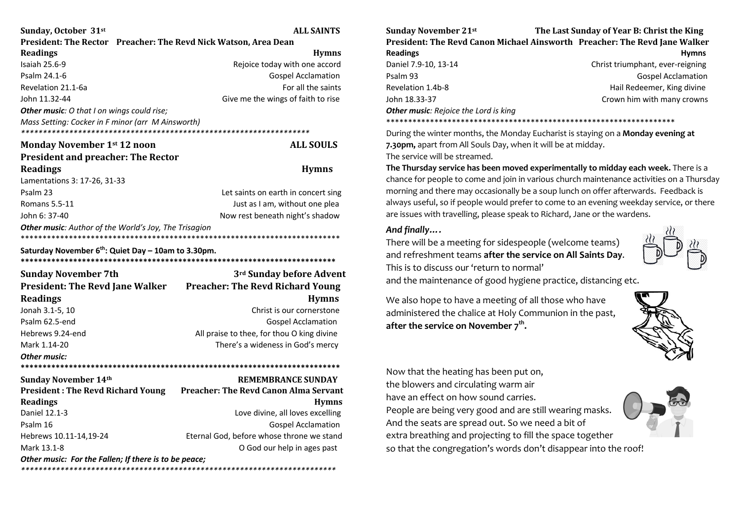**Sunday, October 31st** **ALL SAINTS**

**President: The Rector Preacher: The Revd Nick Watson, Area Dean**

| Readings | Hymns |
|---|---|
| Isaiah 25.6-9 | Rejoice today with one accord |
| Psalm 24.1-6 | Gospel Acclamation |
| Revelation 21.1-6a | For all the saints |
| John 11.32-44 | Give me the wings of faith to rise |

***Other music**: O that I on wings could rise;*

*Mass Setting: Cocker in F minor (arr M Ainsworth)*

*********************************************************************

**Monday November 1st 12 noon** **ALL SOULS**

**President and preacher: The Rector**

| Readings | Hymns |
|---|---|
| Lamentations 3: 17-26, 31-33 | |
| Psalm 23 | Let saints on earth in concert sing |
| Romans 5.5-11 | Just as I am, without one plea |
| John 6: 37-40 | Now rest beneath night's shadow |

***Other music**: Author of the World's Joy, The Trisagion*

*********************************************************************

**Saturday November 6th: Quiet Day – 10am to 3.30pm.**

*********************************************************************

**Sunday November 7th** **3rd Sunday before Advent**

**President: The Revd Jane Walker Preacher: The Revd Richard Young**

| Readings | Hymns |
|---|---|
| Jonah 3.1-5, 10 | Christ is our cornerstone |
| Psalm 62.5-end | Gospel Acclamation |
| Hebrews 9.24-end | All praise to thee, for thou O king divine |
| Mark 1.14-20 | There's a wideness in God's mercy |

***Other music:***

*********************************************************************

**Sunday November 14th** **REMEMBRANCE SUNDAY**

**President : The Revd Richard Young Preacher: The Revd Canon Alma Servant**

| Readings | Hymns |
|---|---|
| Daniel 12.1-3 | Love divine, all loves excelling |
| Psalm 16 | Gospel Acclamation |
| Hebrews 10.11-14,19-24 | Eternal God, before whose throne we stand |
| Mark 13.1-8 | O God our help in ages past |

***Other music: For the Fallen; If there is to be peace;***

*********************************************************************

**Sunday November 21st** **The Last Sunday of Year B: Christ the King**

**President: The Revd Canon Michael Ainsworth Preacher: The Revd Jane Walker**

| Readings | Hymns |
|---|---|
| Daniel 7.9-10, 13-14 | Christ triumphant, ever-reigning |
| Psalm 93 | Gospel Acclamation |
| Revelation 1.4b-8 | Hail Redeemer, King divine |
| John 18.33-37 | Crown him with many crowns |

***Other music**: Rejoice the Lord is king*

*********************************************************************

During the winter months, the Monday Eucharist is staying on a **Monday evening at 7.30pm,** apart from All Souls Day, when it will be at midday.

The service will be streamed.

**The Thursday service has been moved experimentally to midday each week.** There is a chance for people to come and join in various church maintenance activities on a Thursday morning and there may occasionally be a soup lunch on offer afterwards. Feedback is always useful, so if people would prefer to come to an evening weekday service, or there are issues with travelling, please speak to Richard, Jane or the wardens.

### *And finally….*

There will be a meeting for sidespeople (welcome teams) and refreshment teams **after the service on All Saints Day**. This is to discuss our 'return to normal' and the maintenance of good hygiene practice, distancing etc.

We also hope to have a meeting of all those who have administered the chalice at Holy Communion in the past, **after the service on November 7th.**

Now that the heating has been put on,
the blowers and circulating warm air
have an effect on how sound carries.
People are being very good and are still wearing masks.
And the seats are spread out. So we need a bit of
extra breathing and projecting to fill the space together
so that the congregation's words don't disappear into the roof!